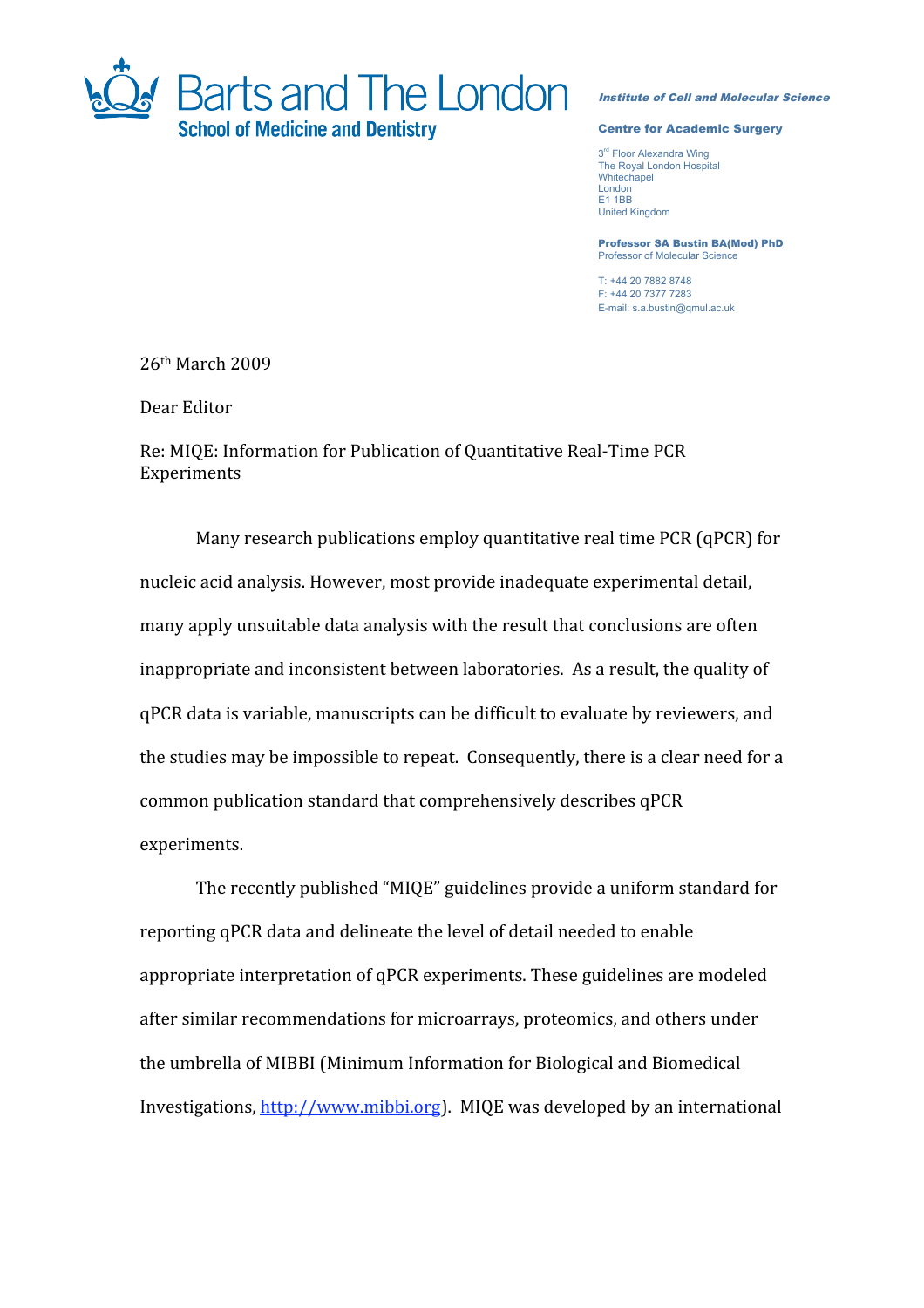**Barts and The London**
**School of Medicine and Dentistry**

***Institute of Cell and Molecular Science***

**Centre for Academic Surgery**

3rd Floor Alexandra Wing
The Royal London Hospital
Whitechapel
London
E1 1BB
United Kingdom

**Professor SA Bustin BA(Mod) PhD**
Professor of Molecular Science

T: +44 20 7882 8748
F: +44 20 7377 7283
E-mail: s.a.bustin@qmul.ac.uk

26th March 2009

Dear Editor

Re: MIQE: Information for Publication of Quantitative Real-Time PCR Experiments

Many research publications employ quantitative real time PCR (qPCR) for nucleic acid analysis. However, most provide inadequate experimental detail, many apply unsuitable data analysis with the result that conclusions are often inappropriate and inconsistent between laboratories. As a result, the quality of qPCR data is variable, manuscripts can be difficult to evaluate by reviewers, and the studies may be impossible to repeat. Consequently, there is a clear need for a common publication standard that comprehensively describes qPCR experiments.

The recently published "MIQE" guidelines provide a uniform standard for reporting qPCR data and delineate the level of detail needed to enable appropriate interpretation of qPCR experiments. These guidelines are modeled after similar recommendations for microarrays, proteomics, and others under the umbrella of MIBBI (Minimum Information for Biological and Biomedical Investigations, http://www.mibbi.org). MIQE was developed by an international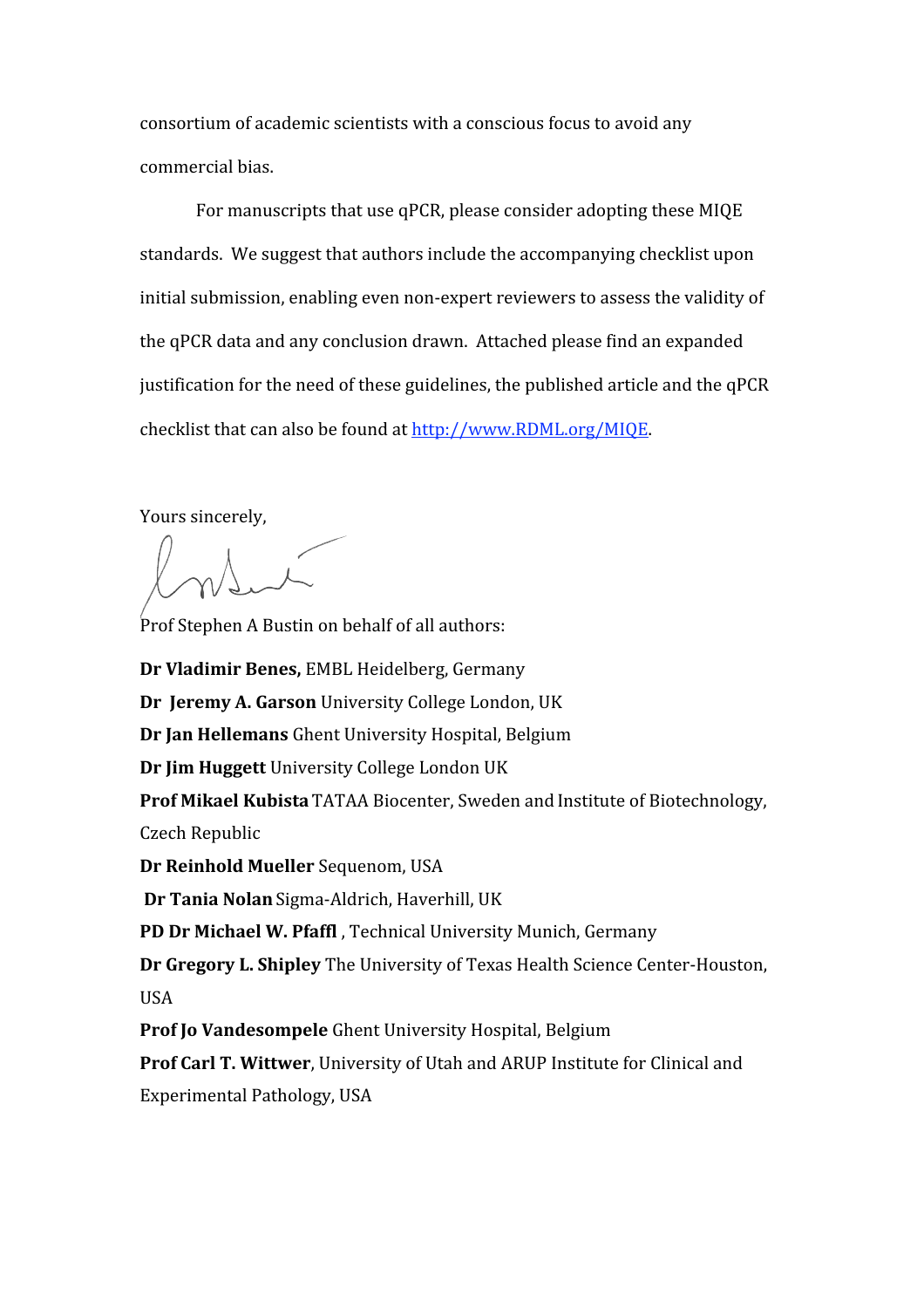consortium of academic scientists with a conscious focus to avoid any commercial bias.

For manuscripts that use qPCR, please consider adopting these MIQE standards. We suggest that authors include the accompanying checklist upon initial submission, enabling even non-expert reviewers to assess the validity of the qPCR data and any conclusion drawn. Attached please find an expanded justification for the need of these guidelines, the published article and the qPCR checklist that can also be found at [http://www.RDML.org/MIQE](http://www.RDML.org/MIQE).

Yours sincerely,

Prof Stephen A Bustin on behalf of all authors:

**Dr Vladimir Benes,** EMBL Heidelberg, Germany  
**Dr Jeremy A. Garson** University College London, UK  
**Dr Jan Hellemans** Ghent University Hospital, Belgium  
**Dr Jim Huggett** University College London UK  
**Prof Mikael Kubista** TATAA Biocenter, Sweden and Institute of Biotechnology, Czech Republic  
**Dr Reinhold Mueller** Sequenom, USA  
**Dr Tania Nolan** Sigma-Aldrich, Haverhill, UK  
**PD Dr Michael W. Pfaffl** , Technical University Munich, Germany  
**Dr Gregory L. Shipley** The University of Texas Health Science Center-Houston, USA  
**Prof Jo Vandesompele** Ghent University Hospital, Belgium  
**Prof Carl T. Wittwer**, University of Utah and ARUP Institute for Clinical and Experimental Pathology, USA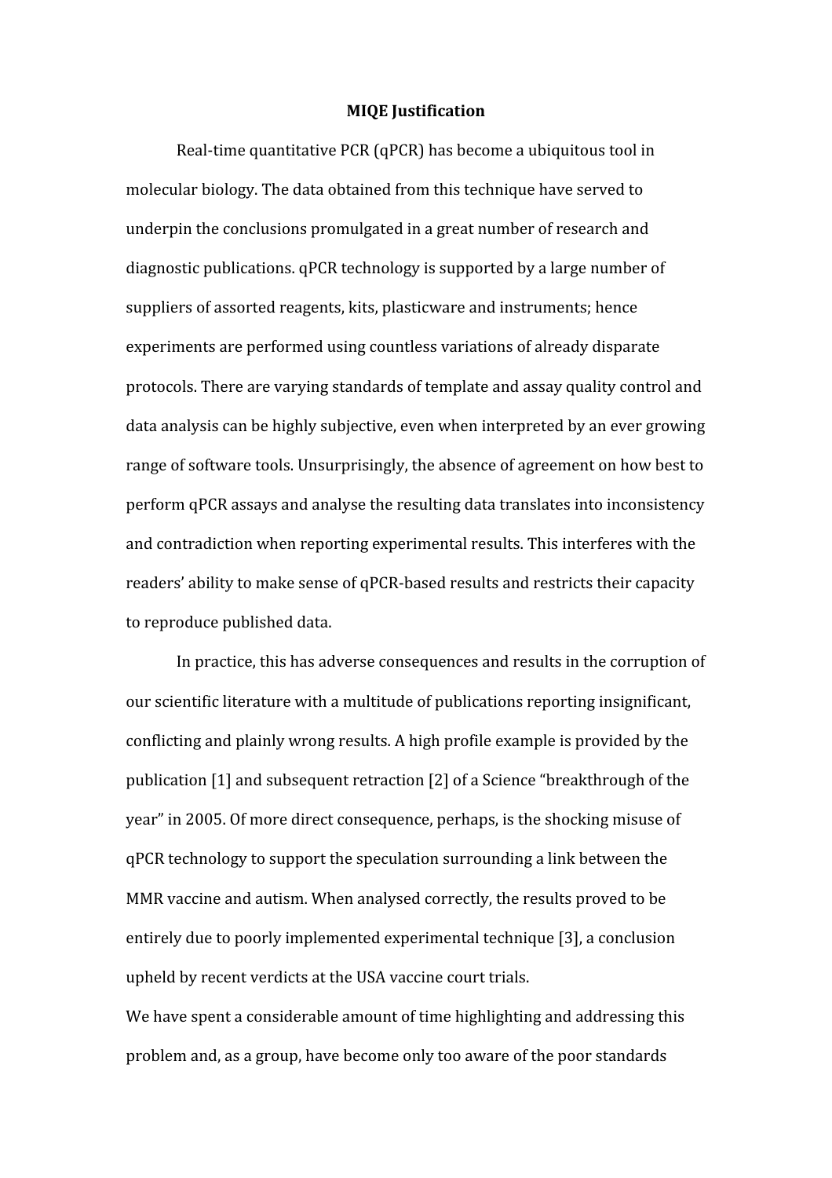**MIQE Justification**

Real-time quantitative PCR (qPCR) has become a ubiquitous tool in molecular biology. The data obtained from this technique have served to underpin the conclusions promulgated in a great number of research and diagnostic publications. qPCR technology is supported by a large number of suppliers of assorted reagents, kits, plasticware and instruments; hence experiments are performed using countless variations of already disparate protocols. There are varying standards of template and assay quality control and data analysis can be highly subjective, even when interpreted by an ever growing range of software tools. Unsurprisingly, the absence of agreement on how best to perform qPCR assays and analyse the resulting data translates into inconsistency and contradiction when reporting experimental results. This interferes with the readers' ability to make sense of qPCR-based results and restricts their capacity to reproduce published data.

In practice, this has adverse consequences and results in the corruption of our scientific literature with a multitude of publications reporting insignificant, conflicting and plainly wrong results. A high profile example is provided by the publication [1] and subsequent retraction [2] of a Science "breakthrough of the year" in 2005. Of more direct consequence, perhaps, is the shocking misuse of qPCR technology to support the speculation surrounding a link between the MMR vaccine and autism. When analysed correctly, the results proved to be entirely due to poorly implemented experimental technique [3], a conclusion upheld by recent verdicts at the USA vaccine court trials.

We have spent a considerable amount of time highlighting and addressing this problem and, as a group, have become only too aware of the poor standards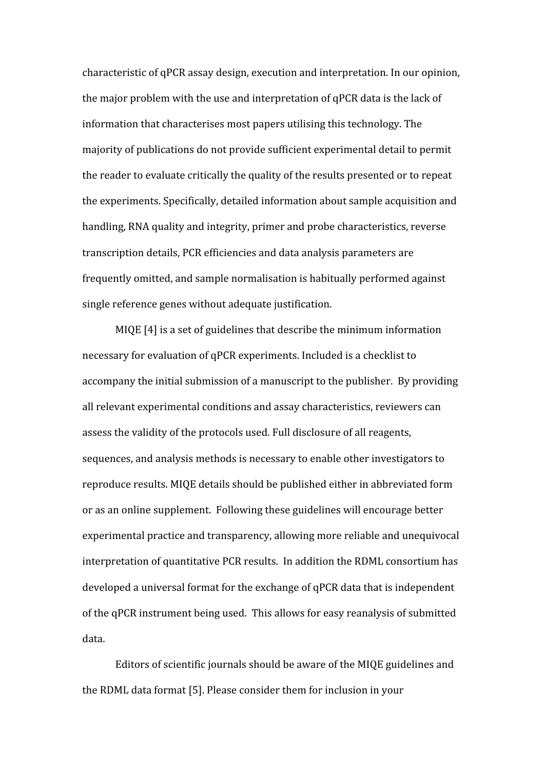characteristic of qPCR assay design, execution and interpretation. In our opinion, the major problem with the use and interpretation of qPCR data is the lack of information that characterises most papers utilising this technology. The majority of publications do not provide sufficient experimental detail to permit the reader to evaluate critically the quality of the results presented or to repeat the experiments. Specifically, detailed information about sample acquisition and handling, RNA quality and integrity, primer and probe characteristics, reverse transcription details, PCR efficiencies and data analysis parameters are frequently omitted, and sample normalisation is habitually performed against single reference genes without adequate justification.

MIQE [4] is a set of guidelines that describe the minimum information necessary for evaluation of qPCR experiments. Included is a checklist to accompany the initial submission of a manuscript to the publisher. By providing all relevant experimental conditions and assay characteristics, reviewers can assess the validity of the protocols used. Full disclosure of all reagents, sequences, and analysis methods is necessary to enable other investigators to reproduce results. MIQE details should be published either in abbreviated form or as an online supplement. Following these guidelines will encourage better experimental practice and transparency, allowing more reliable and unequivocal interpretation of quantitative PCR results. In addition the RDML consortium has developed a universal format for the exchange of qPCR data that is independent of the qPCR instrument being used. This allows for easy reanalysis of submitted data.

Editors of scientific journals should be aware of the MIQE guidelines and the RDML data format [5]. Please consider them for inclusion in your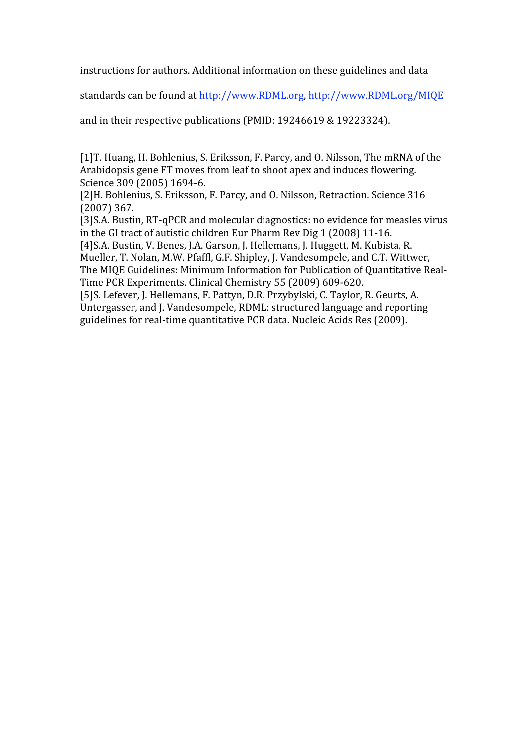instructions for authors. Additional information on these guidelines and data standards can be found at http://www.RDML.org, http://www.RDML.org/MIQE and in their respective publications (PMID: 19246619 & 19223324).

[1]T. Huang, H. Bohlenius, S. Eriksson, F. Parcy, and O. Nilsson, The mRNA of the Arabidopsis gene FT moves from leaf to shoot apex and induces flowering. Science 309 (2005) 1694-6.
[2]H. Bohlenius, S. Eriksson, F. Parcy, and O. Nilsson, Retraction. Science 316 (2007) 367.
[3]S.A. Bustin, RT-qPCR and molecular diagnostics: no evidence for measles virus in the GI tract of autistic children Eur Pharm Rev Dig 1 (2008) 11-16.
[4]S.A. Bustin, V. Benes, J.A. Garson, J. Hellemans, J. Huggett, M. Kubista, R. Mueller, T. Nolan, M.W. Pfaffl, G.F. Shipley, J. Vandesompele, and C.T. Wittwer, The MIQE Guidelines: Minimum Information for Publication of Quantitative Real-Time PCR Experiments. Clinical Chemistry 55 (2009) 609-620.
[5]S. Lefever, J. Hellemans, F. Pattyn, D.R. Przybylski, C. Taylor, R. Geurts, A. Untergasser, and J. Vandesompele, RDML: structured language and reporting guidelines for real-time quantitative PCR data. Nucleic Acids Res (2009).